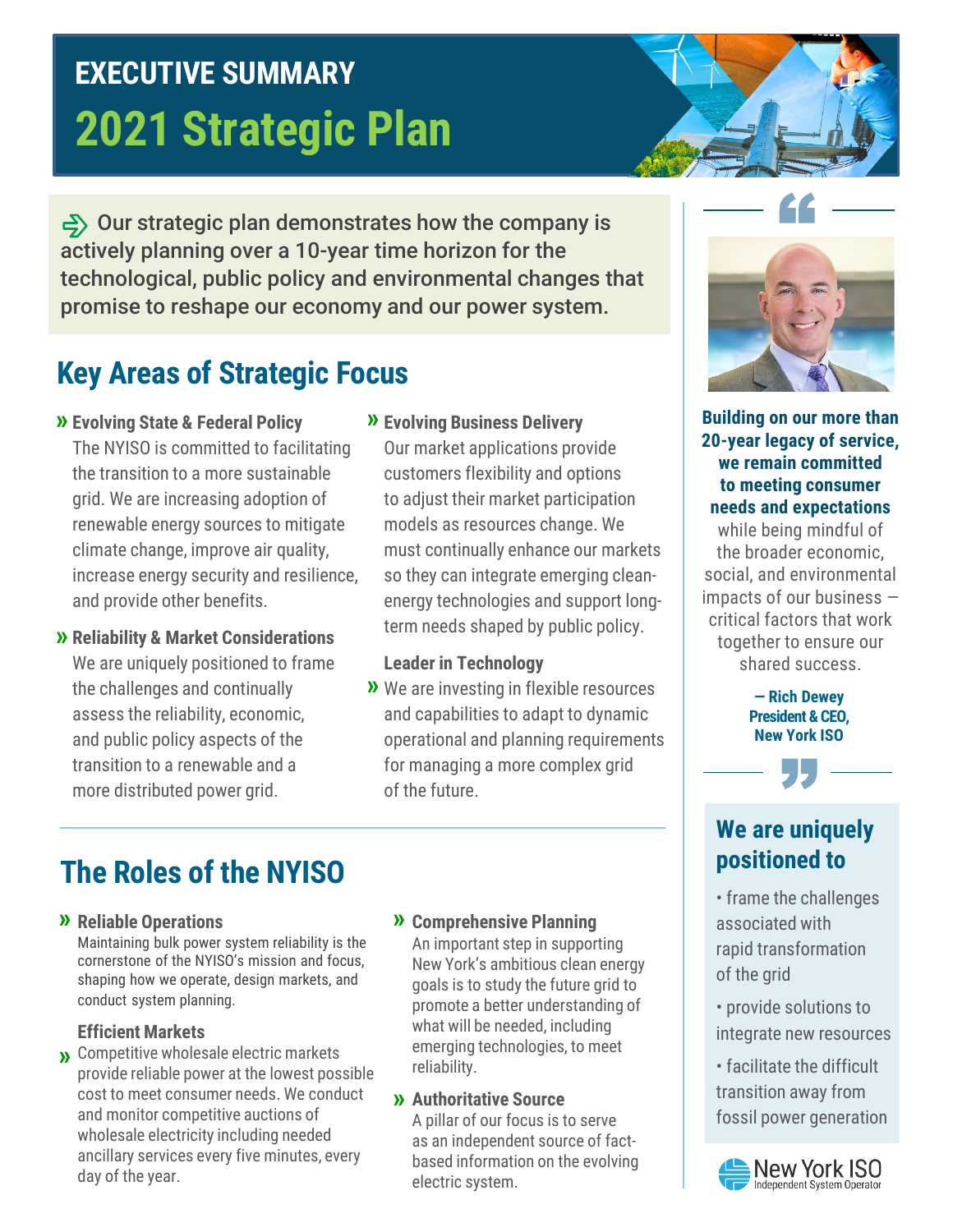# EXECUTIVE SUMMARY

# 2021 Strategic Plan

Our strategic plan demonstrates how the company is actively planning over a 10-year time horizon for the technological, public policy and environmental changes that promise to reshape our economy and our power system.

## Key Areas of Strategic Focus

**» Evolving State & Federal Policy**
The NYISO is committed to facilitating the transition to a more sustainable grid. We are increasing adoption of renewable energy sources to mitigate climate change, improve air quality, increase energy security and resilience, and provide other benefits.

**» Reliability & Market Considerations**
We are uniquely positioned to frame the challenges and continually assess the reliability, economic, and public policy aspects of the transition to a renewable and a more distributed power grid.

**» Evolving Business Delivery**
Our market applications provide customers flexibility and options to adjust their market participation models as resources change. We must continually enhance our markets so they can integrate emerging clean-energy technologies and support long-term needs shaped by public policy.

**» Leader in Technology**
We are investing in flexible resources and capabilities to adapt to dynamic operational and planning requirements for managing a more complex grid of the future.

## The Roles of the NYISO

**» Reliable Operations**
Maintaining bulk power system reliability is the cornerstone of the NYISO's mission and focus, shaping how we operate, design markets, and conduct system planning.

**» Efficient Markets**
Competitive wholesale electric markets provide reliable power at the lowest possible cost to meet consumer needs. We conduct and monitor competitive auctions of wholesale electricity including needed ancillary services every five minutes, every day of the year.

**» Comprehensive Planning**
An important step in supporting New York's ambitious clean energy goals is to study the future grid to promote a better understanding of what will be needed, including emerging technologies, to meet reliability.

**» Authoritative Source**
A pillar of our focus is to serve as an independent source of fact-based information on the evolving electric system.

> **Building on our more than 20-year legacy of service, we remain committed to meeting consumer needs and expectations** while being mindful of the broader economic, social, and environmental impacts of our business — critical factors that work together to ensure our shared success.
>
> **— Rich Dewey**
> **President & CEO, New York ISO**

### We are uniquely positioned to

- frame the challenges associated with rapid transformation of the grid
- provide solutions to integrate new resources
- facilitate the difficult transition away from fossil power generation

New York ISO
Independent System Operator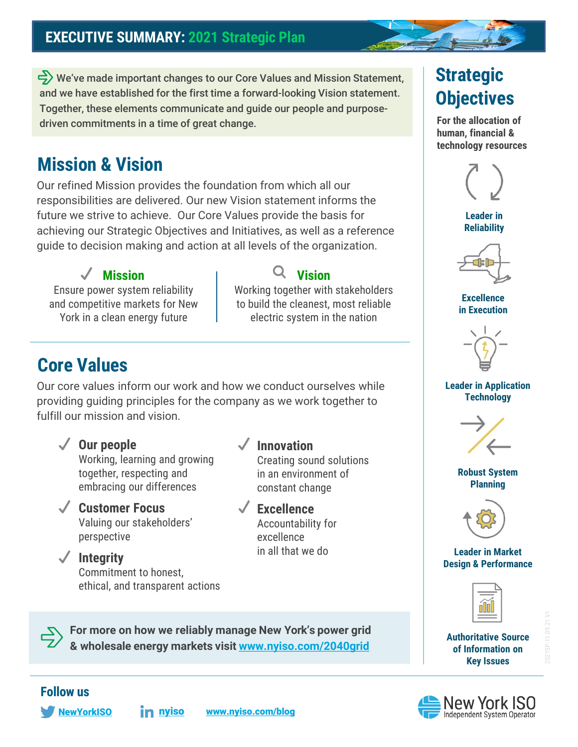# EXECUTIVE SUMMARY: 2021 Strategic Plan

We've made important changes to our Core Values and Mission Statement, and we have established for the first time a forward-looking Vision statement. Together, these elements communicate and guide our people and purpose-driven commitments in a time of great change.

## Mission & Vision

Our refined Mission provides the foundation from which all our responsibilities are delivered. Our new Vision statement informs the future we strive to achieve. Our Core Values provide the basis for achieving our Strategic Objectives and Initiatives, as well as a reference guide to decision making and action at all levels of the organization.

### Mission

Ensure power system reliability and competitive markets for New York in a clean energy future

### Vision

Working together with stakeholders to build the cleanest, most reliable electric system in the nation

## Core Values

Our core values inform our work and how we conduct ourselves while providing guiding principles for the company as we work together to fulfill our mission and vision.

- **Our people**
  Working, learning and growing together, respecting and embracing our differences
- **Customer Focus**
  Valuing our stakeholders' perspective
- **Integrity**
  Commitment to honest, ethical, and transparent actions
- **Innovation**
  Creating sound solutions in an environment of constant change
- **Excellence**
  Accountability for excellence in all that we do

**For more on how we reliably manage New York's power grid & wholesale energy markets visit www.nyiso.com/2040grid**

## Strategic Objectives

**For the allocation of human, financial & technology resources**

- Leader in Reliability
- Excellence in Execution
- Leader in Application Technology
- Robust System Planning
- Leader in Market Design & Performance
- Authoritative Source of Information on Key Issues

2021SP-11.09.21 V1

### Follow us

NewYorkISO | nyiso | www.nyiso.com/blog

New York ISO
Independent System Operator